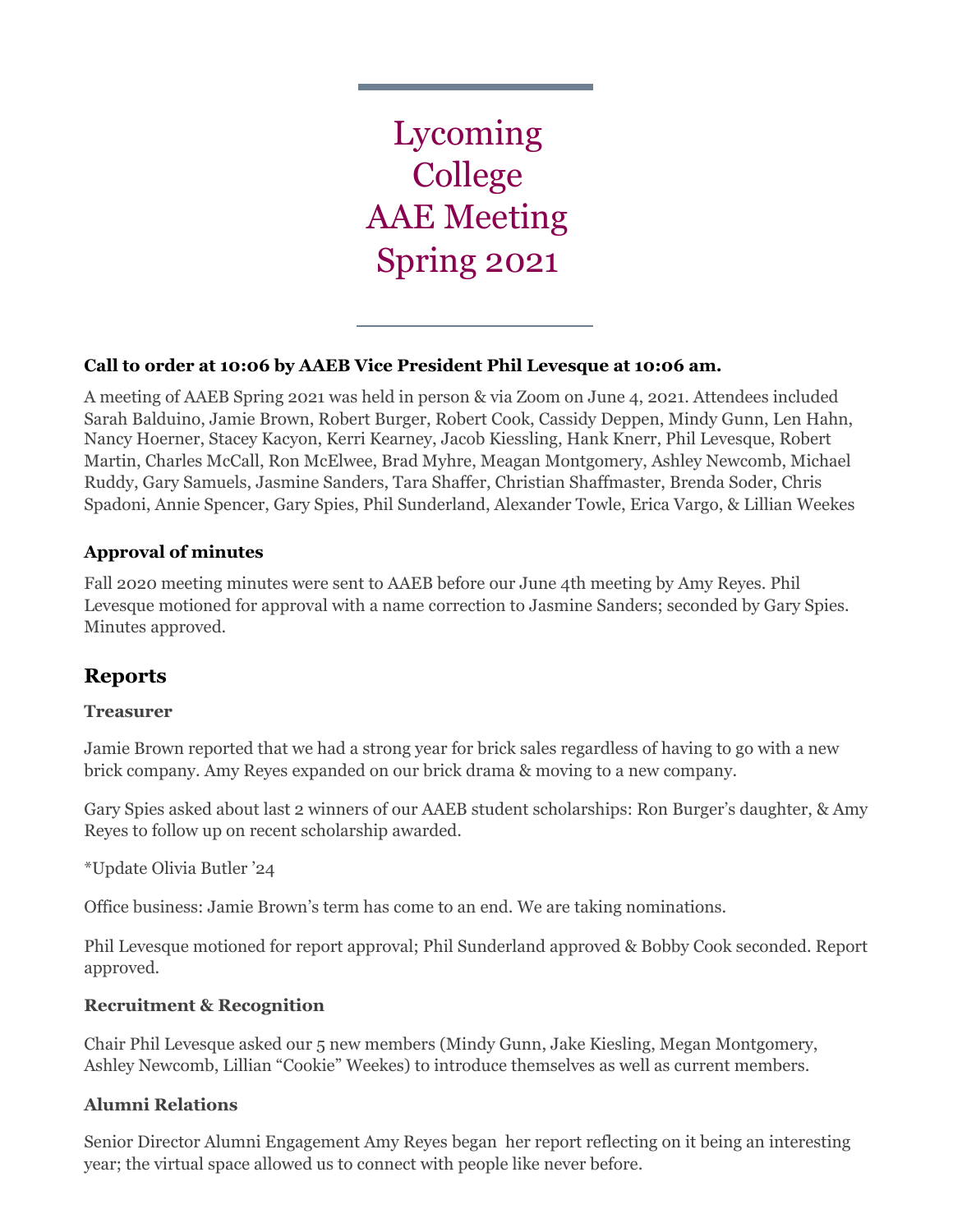# Lycoming College AAE Meeting Spring 2021

**Call to order at 10:06 by AAEB Vice President Phil Levesque at 10:06 am.**

A meeting of AAEB Spring 2021 was held in person & via Zoom on June 4, 2021. Attendees included Sarah Balduino, Jamie Brown, Robert Burger, Robert Cook, Cassidy Deppen, Mindy Gunn, Len Hahn, Nancy Hoerner, Stacey Kacyon, Kerri Kearney, Jacob Kiessling, Hank Knerr, Phil Levesque, Robert Martin, Charles McCall, Ron McElwee, Brad Myhre, Meagan Montgomery, Ashley Newcomb, Michael Ruddy, Gary Samuels, Jasmine Sanders, Tara Shaffer, Christian Shaffmaster, Brenda Soder, Chris Spadoni, Annie Spencer, Gary Spies, Phil Sunderland, Alexander Towle, Erica Vargo, & Lillian Weekes

### Approval of minutes

Fall 2020 meeting minutes were sent to AAEB before our June 4th meeting by Amy Reyes. Phil Levesque motioned for approval with a name correction to Jasmine Sanders; seconded by Gary Spies. Minutes approved.

## Reports

### Treasurer

Jamie Brown reported that we had a strong year for brick sales regardless of having to go with a new brick company. Amy Reyes expanded on our brick drama & moving to a new company.

Gary Spies asked about last 2 winners of our AAEB student scholarships: Ron Burger's daughter, & Amy Reyes to follow up on recent scholarship awarded.

*Update Olivia Butler '24

Office business: Jamie Brown's term has come to an end. We are taking nominations.

Phil Levesque motioned for report approval; Phil Sunderland approved & Bobby Cook seconded. Report approved.

### Recruitment & Recognition

Chair Phil Levesque asked our 5 new members (Mindy Gunn, Jake Kiesling, Megan Montgomery, Ashley Newcomb, Lillian "Cookie" Weekes) to introduce themselves as well as current members.

### Alumni Relations

Senior Director Alumni Engagement Amy Reyes began her report reflecting on it being an interesting year; the virtual space allowed us to connect with people like never before.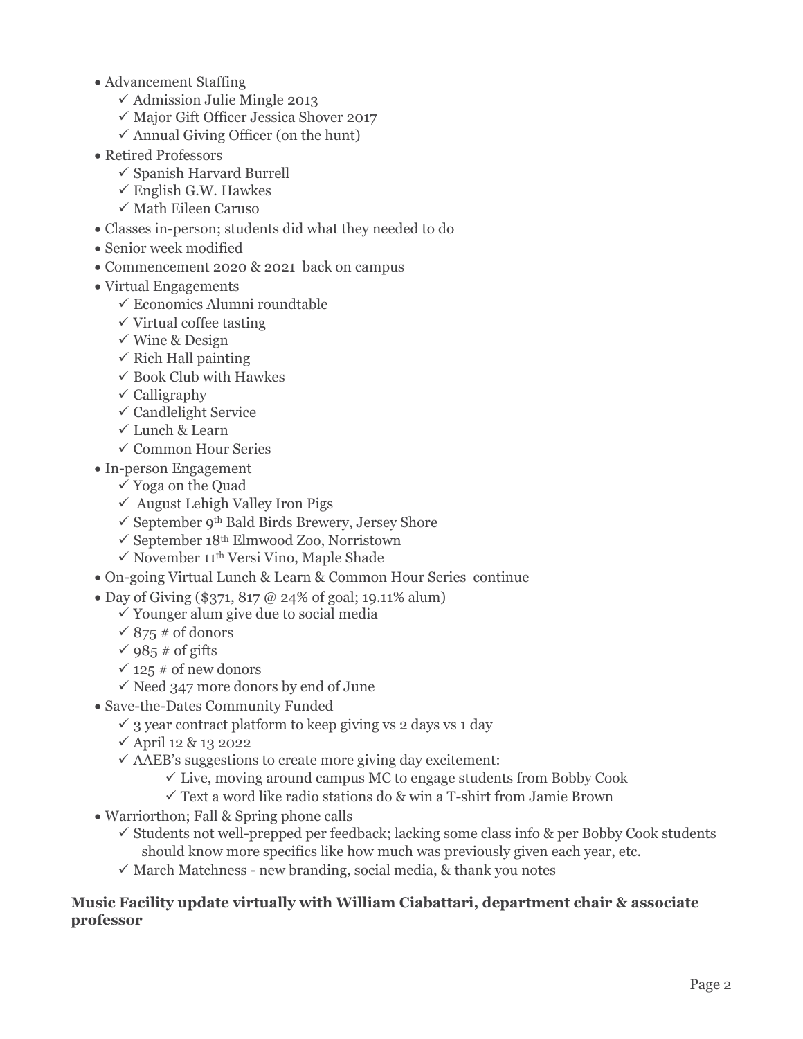- Advancement Staffing
  - ✓ Admission Julie Mingle 2013
  - ✓ Major Gift Officer Jessica Shover 2017
  - ✓ Annual Giving Officer (on the hunt)
- Retired Professors
  - ✓ Spanish Harvard Burrell
  - ✓ English G.W. Hawkes
  - ✓ Math Eileen Caruso
- Classes in-person; students did what they needed to do
- Senior week modified
- Commencement 2020 & 2021 back on campus
- Virtual Engagements
  - ✓ Economics Alumni roundtable
  - ✓ Virtual coffee tasting
  - ✓ Wine & Design
  - ✓ Rich Hall painting
  - ✓ Book Club with Hawkes
  - ✓ Calligraphy
  - ✓ Candlelight Service
  - ✓ Lunch & Learn
  - ✓ Common Hour Series
- In-person Engagement
  - ✓ Yoga on the Quad
  - ✓ August Lehigh Valley Iron Pigs
  - ✓ September 9th Bald Birds Brewery, Jersey Shore
  - ✓ September 18th Elmwood Zoo, Norristown
  - ✓ November 11th Versi Vino, Maple Shade
- On-going Virtual Lunch & Learn & Common Hour Series continue
- Day of Giving ($371, 817 @ 24% of goal; 19.11% alum)
  - ✓ Younger alum give due to social media
  - ✓ 875 # of donors
  - ✓ 985 # of gifts
  - ✓ 125 # of new donors
  - ✓ Need 347 more donors by end of June
- Save-the-Dates Community Funded
  - ✓ 3 year contract platform to keep giving vs 2 days vs 1 day
  - ✓ April 12 & 13 2022
  - ✓ AAEB's suggestions to create more giving day excitement:
    - ✓ Live, moving around campus MC to engage students from Bobby Cook
    - ✓ Text a word like radio stations do & win a T-shirt from Jamie Brown
- Warriorthon; Fall & Spring phone calls
  - ✓ Students not well-prepped per feedback; lacking some class info & per Bobby Cook students should know more specifics like how much was previously given each year, etc.
  - ✓ March Matchness - new branding, social media, & thank you notes

**Music Facility update virtually with William Ciabattari, department chair & associate professor**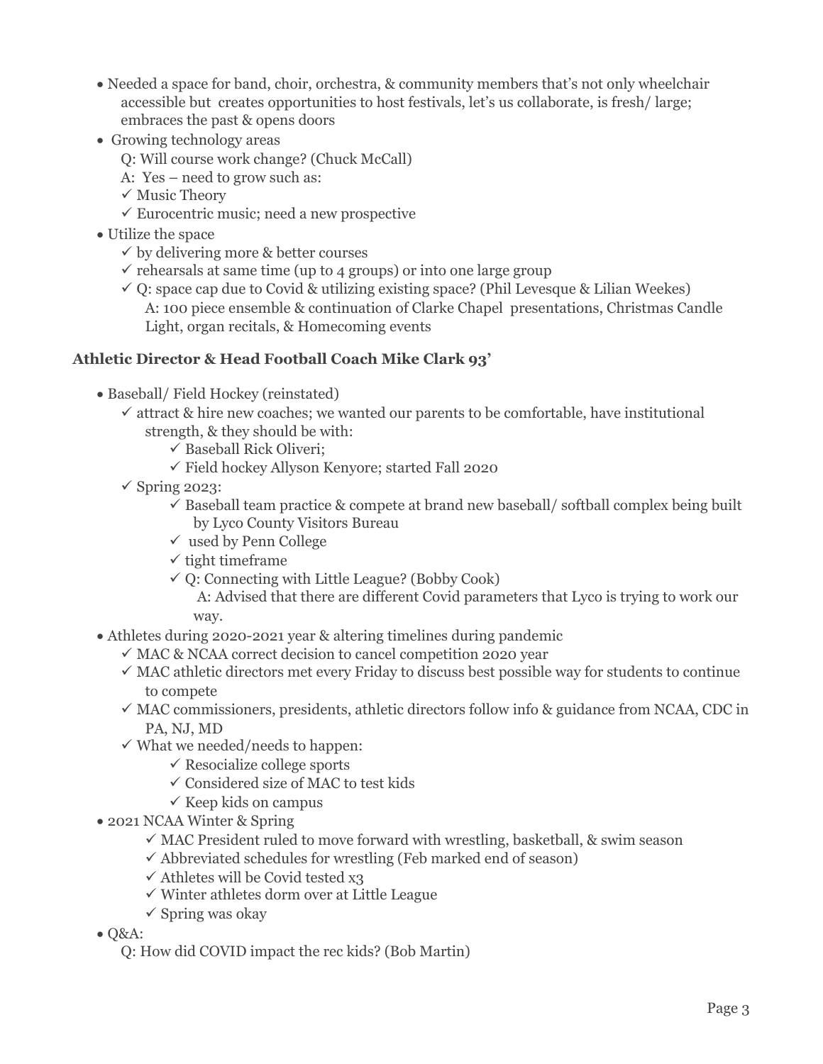- Needed a space for band, choir, orchestra, & community members that's not only wheelchair accessible but creates opportunities to host festivals, let's us collaborate, is fresh/ large; embraces the past & opens doors
- Growing technology areas
  - Q: Will course work change? (Chuck McCall)
  - A: Yes – need to grow such as:
  - ✓ Music Theory
  - ✓ Eurocentric music; need a new prospective
- Utilize the space
  - ✓ by delivering more & better courses
  - ✓ rehearsals at same time (up to 4 groups) or into one large group
  - ✓ Q: space cap due to Covid & utilizing existing space? (Phil Levesque & Lilian Weekes)
    A: 100 piece ensemble & continuation of Clarke Chapel presentations, Christmas Candle Light, organ recitals, & Homecoming events

### Athletic Director & Head Football Coach Mike Clark 93'

- Baseball/ Field Hockey (reinstated)
  - ✓ attract & hire new coaches; we wanted our parents to be comfortable, have institutional strength, & they should be with:
    - ✓ Baseball Rick Oliveri;
    - ✓ Field hockey Allyson Kenyore; started Fall 2020
  - ✓ Spring 2023:
    - ✓ Baseball team practice & compete at brand new baseball/ softball complex being built by Lyco County Visitors Bureau
    - ✓ used by Penn College
    - ✓ tight timeframe
    - ✓ Q: Connecting with Little League? (Bobby Cook)
      A: Advised that there are different Covid parameters that Lyco is trying to work our way.
- Athletes during 2020-2021 year & altering timelines during pandemic
  - ✓ MAC & NCAA correct decision to cancel competition 2020 year
  - ✓ MAC athletic directors met every Friday to discuss best possible way for students to continue to compete
  - ✓ MAC commissioners, presidents, athletic directors follow info & guidance from NCAA, CDC in PA, NJ, MD
  - ✓ What we needed/needs to happen:
    - ✓ Resocialize college sports
    - ✓ Considered size of MAC to test kids
    - ✓ Keep kids on campus
- 2021 NCAA Winter & Spring
  - ✓ MAC President ruled to move forward with wrestling, basketball, & swim season
  - ✓ Abbreviated schedules for wrestling (Feb marked end of season)
  - ✓ Athletes will be Covid tested x3
  - ✓ Winter athletes dorm over at Little League
  - ✓ Spring was okay
- Q&A:
  - Q: How did COVID impact the rec kids? (Bob Martin)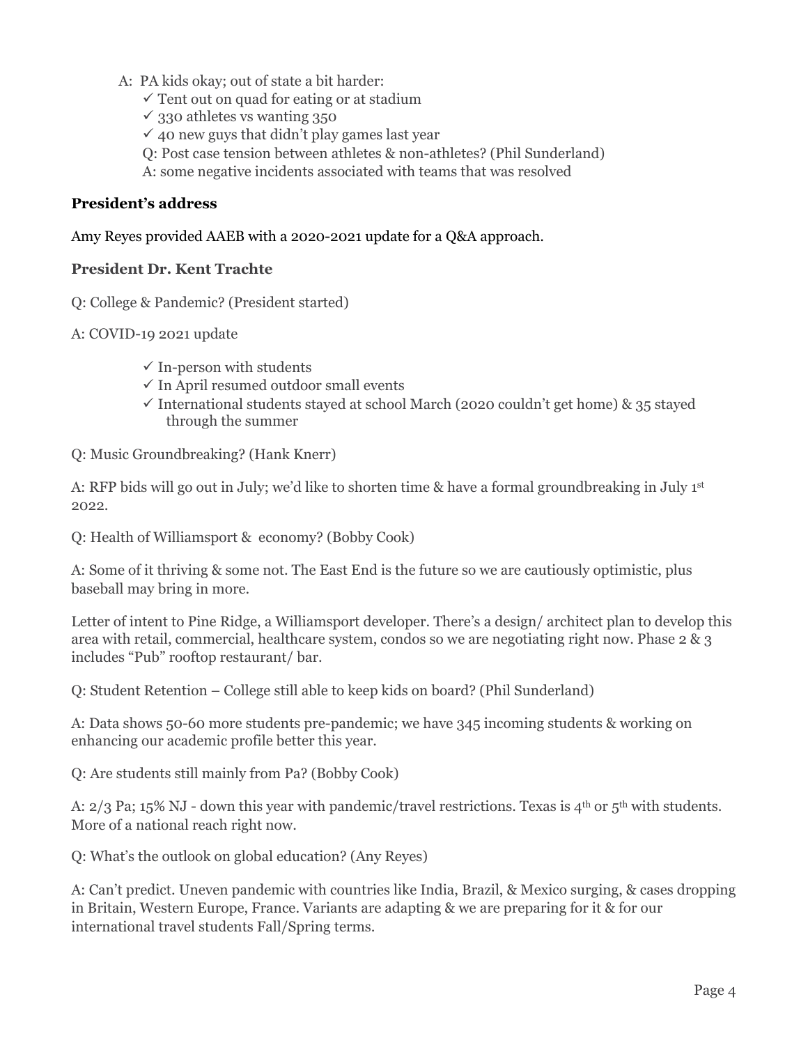A: PA kids okay; out of state a bit harder:

- ✓ Tent out on quad for eating or at stadium
- ✓ 330 athletes vs wanting 350
- ✓ 40 new guys that didn't play games last year

Q: Post case tension between athletes & non-athletes? (Phil Sunderland)

A: some negative incidents associated with teams that was resolved

### President's address

Amy Reyes provided AAEB with a 2020-2021 update for a Q&A approach.

### President Dr. Kent Trachte

Q: College & Pandemic? (President started)

A: COVID-19 2021 update

- ✓ In-person with students
- ✓ In April resumed outdoor small events
- ✓ International students stayed at school March (2020 couldn't get home) & 35 stayed through the summer

Q: Music Groundbreaking? (Hank Knerr)

A: RFP bids will go out in July; we'd like to shorten time & have a formal groundbreaking in July 1st 2022.

Q: Health of Williamsport & economy? (Bobby Cook)

A: Some of it thriving & some not. The East End is the future so we are cautiously optimistic, plus baseball may bring in more.

Letter of intent to Pine Ridge, a Williamsport developer. There's a design/ architect plan to develop this area with retail, commercial, healthcare system, condos so we are negotiating right now. Phase 2 & 3 includes "Pub" rooftop restaurant/ bar.

Q: Student Retention – College still able to keep kids on board? (Phil Sunderland)

A: Data shows 50-60 more students pre-pandemic; we have 345 incoming students & working on enhancing our academic profile better this year.

Q: Are students still mainly from Pa? (Bobby Cook)

A: 2/3 Pa; 15% NJ - down this year with pandemic/travel restrictions. Texas is 4th or 5th with students. More of a national reach right now.

Q: What's the outlook on global education? (Any Reyes)

A: Can't predict. Uneven pandemic with countries like India, Brazil, & Mexico surging, & cases dropping in Britain, Western Europe, France. Variants are adapting & we are preparing for it & for our international travel students Fall/Spring terms.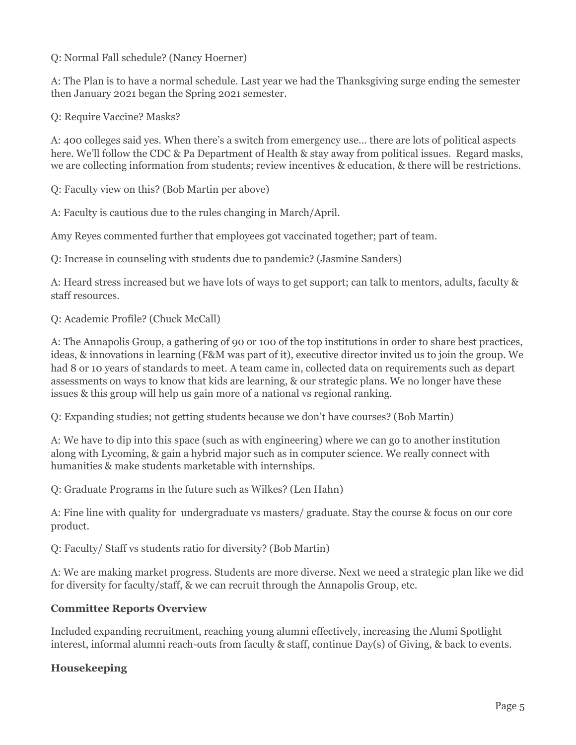Q: Normal Fall schedule? (Nancy Hoerner)

A: The Plan is to have a normal schedule. Last year we had the Thanksgiving surge ending the semester then January 2021 began the Spring 2021 semester.

Q: Require Vaccine? Masks?

A: 400 colleges said yes. When there's a switch from emergency use… there are lots of political aspects here. We'll follow the CDC & Pa Department of Health & stay away from political issues. Regard masks, we are collecting information from students; review incentives & education, & there will be restrictions.

Q: Faculty view on this? (Bob Martin per above)

A: Faculty is cautious due to the rules changing in March/April.

Amy Reyes commented further that employees got vaccinated together; part of team.

Q: Increase in counseling with students due to pandemic? (Jasmine Sanders)

A: Heard stress increased but we have lots of ways to get support; can talk to mentors, adults, faculty & staff resources.

Q: Academic Profile? (Chuck McCall)

A: The Annapolis Group, a gathering of 90 or 100 of the top institutions in order to share best practices, ideas, & innovations in learning (F&M was part of it), executive director invited us to join the group. We had 8 or 10 years of standards to meet. A team came in, collected data on requirements such as depart assessments on ways to know that kids are learning, & our strategic plans. We no longer have these issues & this group will help us gain more of a national vs regional ranking.

Q: Expanding studies; not getting students because we don't have courses? (Bob Martin)

A: We have to dip into this space (such as with engineering) where we can go to another institution along with Lycoming, & gain a hybrid major such as in computer science. We really connect with humanities & make students marketable with internships.

Q: Graduate Programs in the future such as Wilkes? (Len Hahn)

A: Fine line with quality for undergraduate vs masters/ graduate. Stay the course & focus on our core product.

Q: Faculty/ Staff vs students ratio for diversity? (Bob Martin)

A: We are making market progress. Students are more diverse. Next we need a strategic plan like we did for diversity for faculty/staff, & we can recruit through the Annapolis Group, etc.

**Committee Reports Overview**

Included expanding recruitment, reaching young alumni effectively, increasing the Alumi Spotlight interest, informal alumni reach-outs from faculty & staff, continue Day(s) of Giving, & back to events.

**Housekeeping**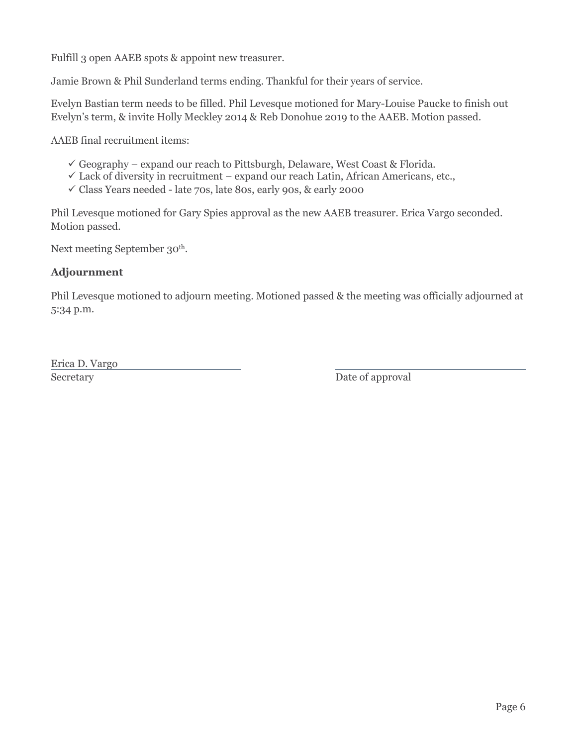Fulfill 3 open AAEB spots & appoint new treasurer.

Jamie Brown & Phil Sunderland terms ending. Thankful for their years of service.

Evelyn Bastian term needs to be filled. Phil Levesque motioned for Mary-Louise Paucke to finish out Evelyn's term, & invite Holly Meckley 2014 & Reb Donohue 2019 to the AAEB. Motion passed.

AAEB final recruitment items:

- ✓ Geography – expand our reach to Pittsburgh, Delaware, West Coast & Florida.
- ✓ Lack of diversity in recruitment – expand our reach Latin, African Americans, etc.,
- ✓ Class Years needed - late 70s, late 80s, early 90s, & early 2000

Phil Levesque motioned for Gary Spies approval as the new AAEB treasurer. Erica Vargo seconded. Motion passed.

Next meeting September 30th.

**Adjournment**

Phil Levesque motioned to adjourn meeting. Motioned passed & the meeting was officially adjourned at 5:34 p.m.

Erica D. Vargo
Secretary

Date of approval